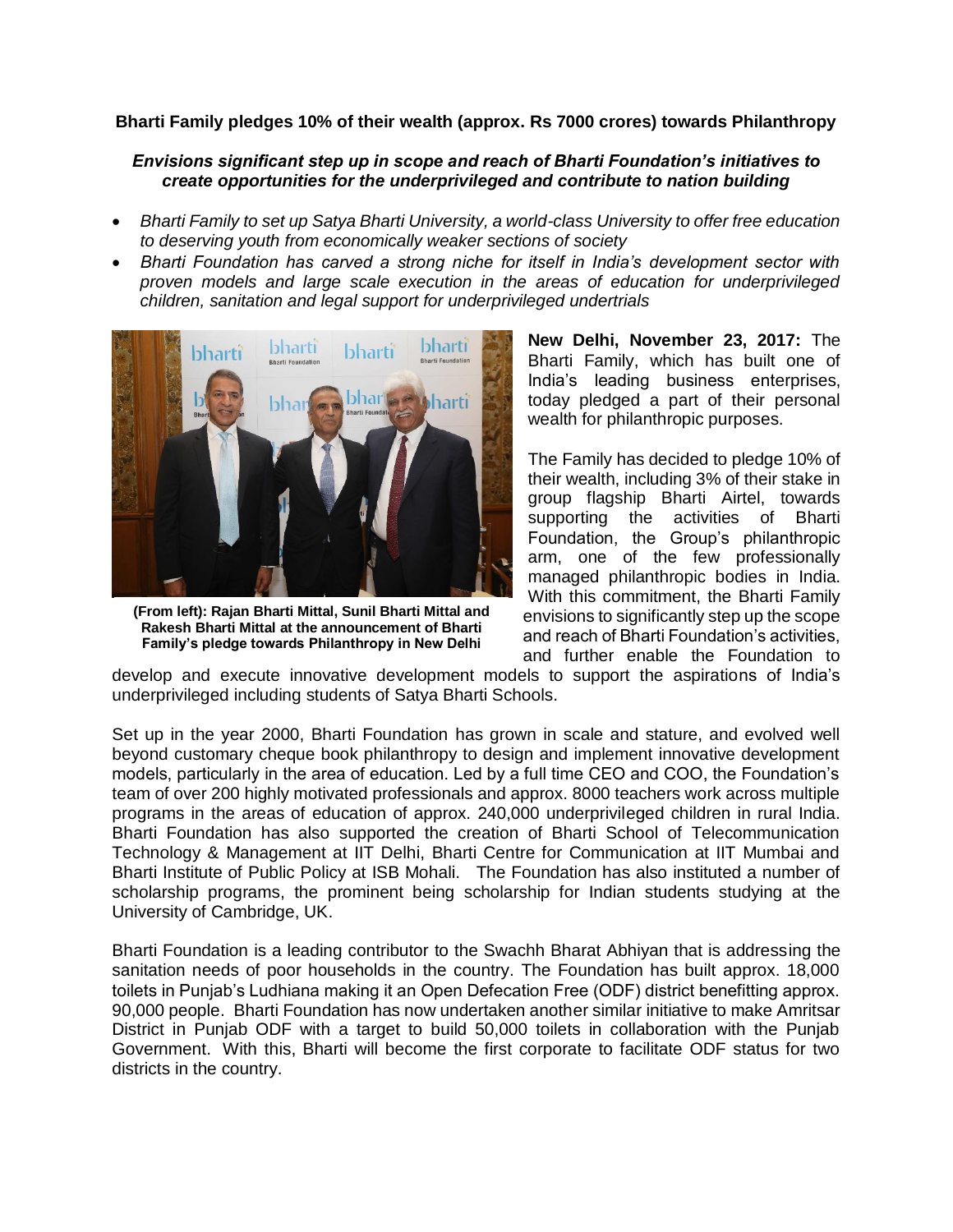**Bharti Family pledges 10% of their wealth (approx. Rs 7000 crores) towards Philanthropy**

***Envisions significant step up in scope and reach of Bharti Foundation's initiatives to create opportunities for the underprivileged and contribute to nation building***

- *Bharti Family to set up Satya Bharti University, a world-class University to offer free education to deserving youth from economically weaker sections of society*
- *Bharti Foundation has carved a strong niche for itself in India's development sector with proven models and large scale execution in the areas of education for underprivileged children, sanitation and legal support for underprivileged undertrials*

**(From left): Rajan Bharti Mittal, Sunil Bharti Mittal and Rakesh Bharti Mittal at the announcement of Bharti Family's pledge towards Philanthropy in New Delhi**

**New Delhi, November 23, 2017:** The Bharti Family, which has built one of India's leading business enterprises, today pledged a part of their personal wealth for philanthropic purposes.

The Family has decided to pledge 10% of their wealth, including 3% of their stake in group flagship Bharti Airtel, towards supporting the activities of Bharti Foundation, the Group's philanthropic arm, one of the few professionally managed philanthropic bodies in India. With this commitment, the Bharti Family envisions to significantly step up the scope and reach of Bharti Foundation's activities, and further enable the Foundation to develop and execute innovative development models to support the aspirations of India's underprivileged including students of Satya Bharti Schools.

Set up in the year 2000, Bharti Foundation has grown in scale and stature, and evolved well beyond customary cheque book philanthropy to design and implement innovative development models, particularly in the area of education. Led by a full time CEO and COO, the Foundation's team of over 200 highly motivated professionals and approx. 8000 teachers work across multiple programs in the areas of education of approx. 240,000 underprivileged children in rural India. Bharti Foundation has also supported the creation of Bharti School of Telecommunication Technology & Management at IIT Delhi, Bharti Centre for Communication at IIT Mumbai and Bharti Institute of Public Policy at ISB Mohali. The Foundation has also instituted a number of scholarship programs, the prominent being scholarship for Indian students studying at the University of Cambridge, UK.

Bharti Foundation is a leading contributor to the Swachh Bharat Abhiyan that is addressing the sanitation needs of poor households in the country. The Foundation has built approx. 18,000 toilets in Punjab's Ludhiana making it an Open Defecation Free (ODF) district benefitting approx. 90,000 people. Bharti Foundation has now undertaken another similar initiative to make Amritsar District in Punjab ODF with a target to build 50,000 toilets in collaboration with the Punjab Government. With this, Bharti will become the first corporate to facilitate ODF status for two districts in the country.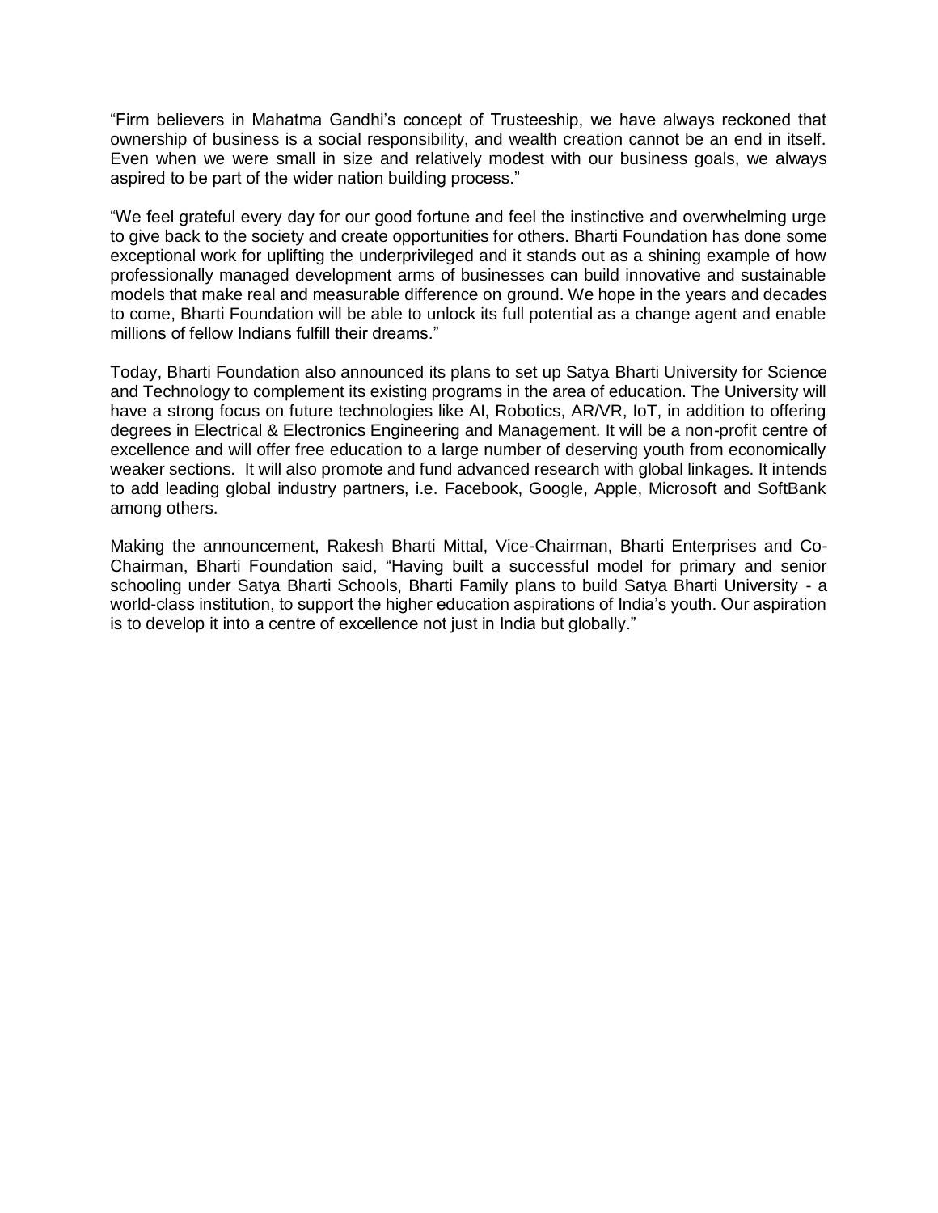“Firm believers in Mahatma Gandhi’s concept of Trusteeship, we have always reckoned that ownership of business is a social responsibility, and wealth creation cannot be an end in itself. Even when we were small in size and relatively modest with our business goals, we always aspired to be part of the wider nation building process.”

“We feel grateful every day for our good fortune and feel the instinctive and overwhelming urge to give back to the society and create opportunities for others. Bharti Foundation has done some exceptional work for uplifting the underprivileged and it stands out as a shining example of how professionally managed development arms of businesses can build innovative and sustainable models that make real and measurable difference on ground. We hope in the years and decades to come, Bharti Foundation will be able to unlock its full potential as a change agent and enable millions of fellow Indians fulfill their dreams.”

Today, Bharti Foundation also announced its plans to set up Satya Bharti University for Science and Technology to complement its existing programs in the area of education. The University will have a strong focus on future technologies like AI, Robotics, AR/VR, IoT, in addition to offering degrees in Electrical & Electronics Engineering and Management. It will be a non-profit centre of excellence and will offer free education to a large number of deserving youth from economically weaker sections. It will also promote and fund advanced research with global linkages. It intends to add leading global industry partners, i.e. Facebook, Google, Apple, Microsoft and SoftBank among others.

Making the announcement, Rakesh Bharti Mittal, Vice-Chairman, Bharti Enterprises and Co-Chairman, Bharti Foundation said, “Having built a successful model for primary and senior schooling under Satya Bharti Schools, Bharti Family plans to build Satya Bharti University - a world-class institution, to support the higher education aspirations of India’s youth. Our aspiration is to develop it into a centre of excellence not just in India but globally.”